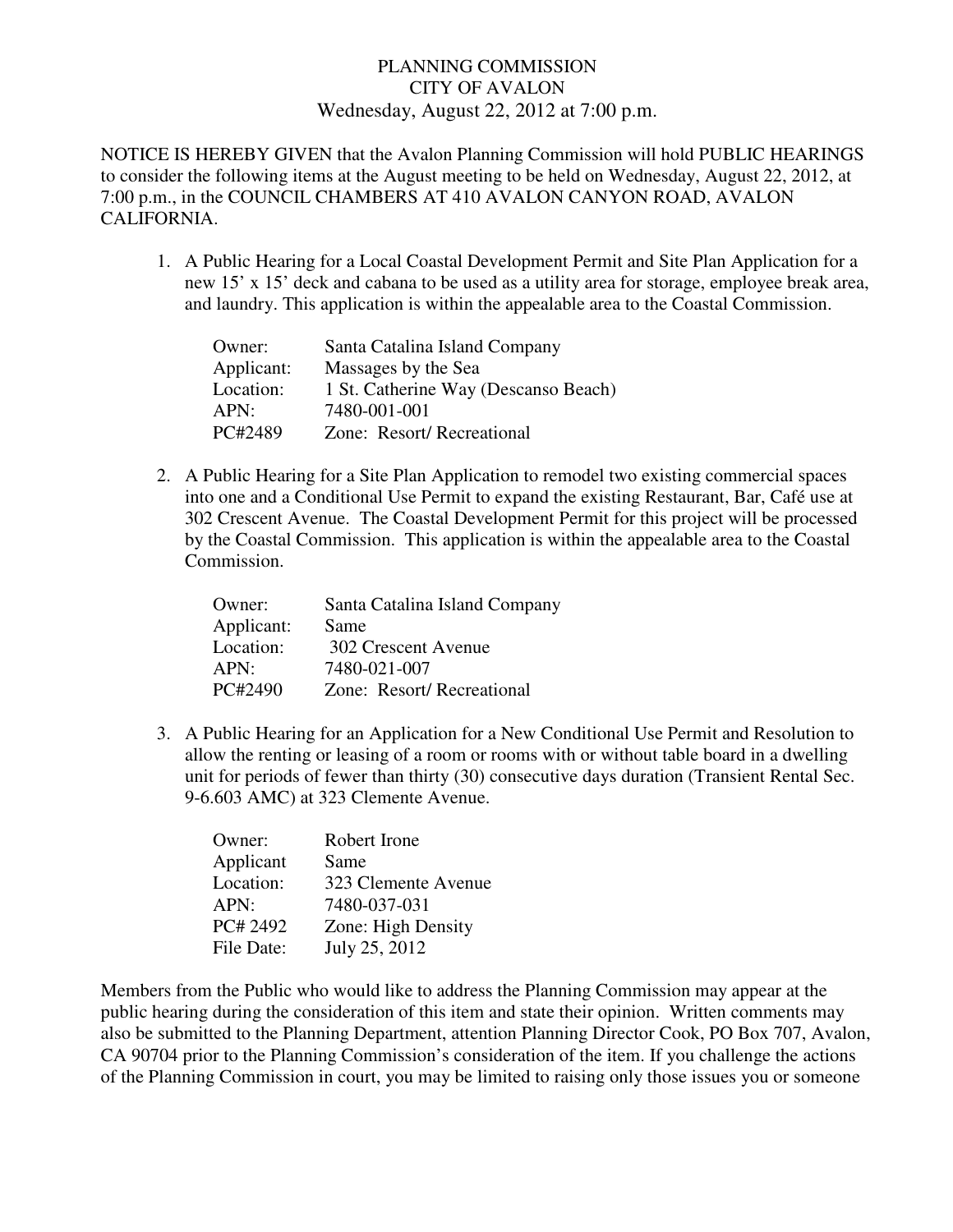# PLANNING COMMISSION
# CITY OF AVALON
## Wednesday, August 22, 2012 at 7:00 p.m.

NOTICE IS HEREBY GIVEN that the Avalon Planning Commission will hold PUBLIC HEARINGS to consider the following items at the August meeting to be held on Wednesday, August 22, 2012, at 7:00 p.m., in the COUNCIL CHAMBERS AT 410 AVALON CANYON ROAD, AVALON CALIFORNIA.

1. A Public Hearing for a Local Coastal Development Permit and Site Plan Application for a new 15' x 15' deck and cabana to be used as a utility area for storage, employee break area, and laundry. This application is within the appealable area to the Coastal Commission.

   | | |
   |---|---|
   | Owner: | Santa Catalina Island Company |
   | Applicant: | Massages by the Sea |
   | Location: | 1 St. Catherine Way (Descanso Beach) |
   | APN: | 7480-001-001 |
   | PC#2489 | Zone: Resort/ Recreational |

2. A Public Hearing for a Site Plan Application to remodel two existing commercial spaces into one and a Conditional Use Permit to expand the existing Restaurant, Bar, Café use at 302 Crescent Avenue. The Coastal Development Permit for this project will be processed by the Coastal Commission. This application is within the appealable area to the Coastal Commission.

   | | |
   |---|---|
   | Owner: | Santa Catalina Island Company |
   | Applicant: | Same |
   | Location: | 302 Crescent Avenue |
   | APN: | 7480-021-007 |
   | PC#2490 | Zone: Resort/ Recreational |

3. A Public Hearing for an Application for a New Conditional Use Permit and Resolution to allow the renting or leasing of a room or rooms with or without table board in a dwelling unit for periods of fewer than thirty (30) consecutive days duration (Transient Rental Sec. 9-6.603 AMC) at 323 Clemente Avenue.

   | | |
   |---|---|
   | Owner: | Robert Irone |
   | Applicant | Same |
   | Location: | 323 Clemente Avenue |
   | APN: | 7480-037-031 |
   | PC# 2492 | Zone: High Density |
   | File Date: | July 25, 2012 |

Members from the Public who would like to address the Planning Commission may appear at the public hearing during the consideration of this item and state their opinion. Written comments may also be submitted to the Planning Department, attention Planning Director Cook, PO Box 707, Avalon, CA 90704 prior to the Planning Commission's consideration of the item. If you challenge the actions of the Planning Commission in court, you may be limited to raising only those issues you or someone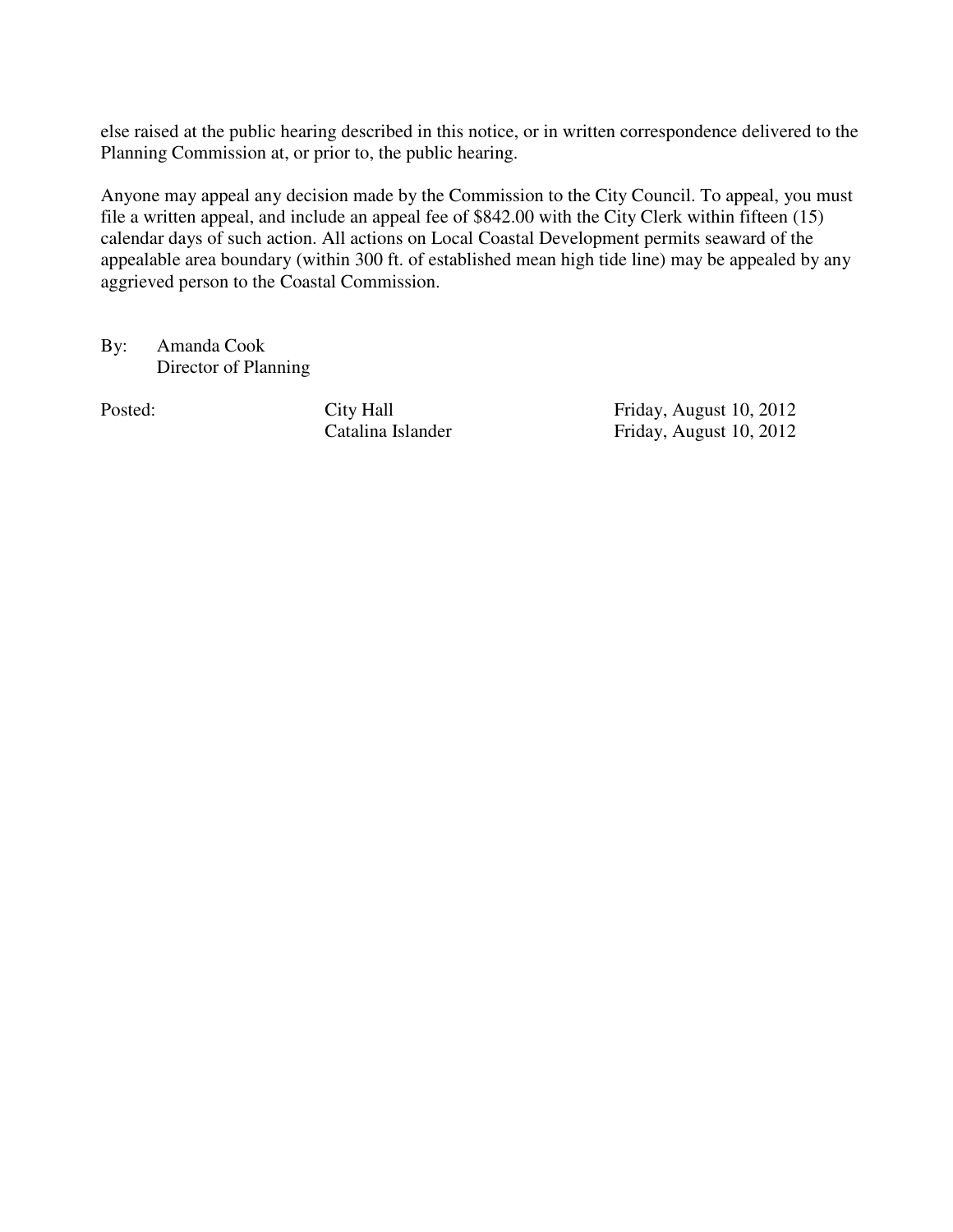else raised at the public hearing described in this notice, or in written correspondence delivered to the Planning Commission at, or prior to, the public hearing.

Anyone may appeal any decision made by the Commission to the City Council. To appeal, you must file a written appeal, and include an appeal fee of $842.00 with the City Clerk within fifteen (15) calendar days of such action. All actions on Local Coastal Development permits seaward of the appealable area boundary (within 300 ft. of established mean high tide line) may be appealed by any aggrieved person to the Coastal Commission.

By: Amanda Cook
Director of Planning

| | | |
|---|---|---|
| Posted: | City Hall | Friday, August 10, 2012 |
| | Catalina Islander | Friday, August 10, 2012 |